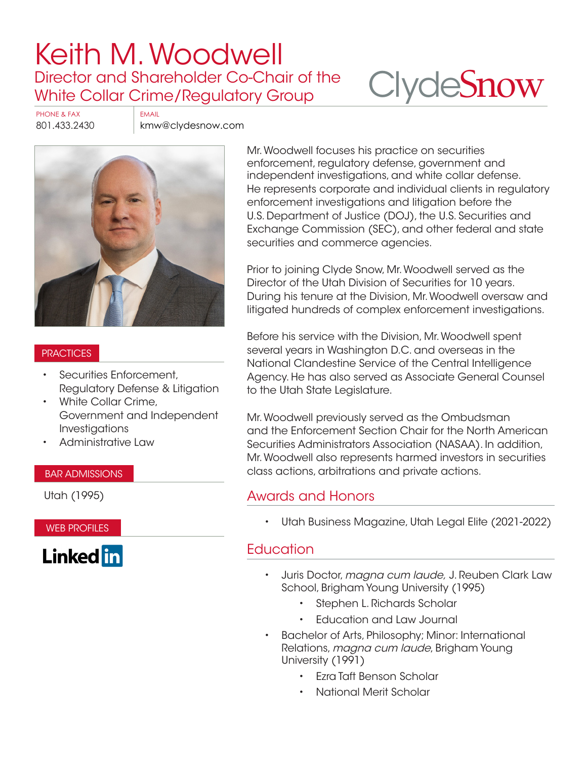# Keith M. Woodwell

## Director and Shareholder Co-Chair of the White Collar Crime/Regulatory Group

ClydeSnow

PHONE & FAX
801.433.2430

EMAIL
kmw@clydesnow.com

Mr. Woodwell focuses his practice on securities enforcement, regulatory defense, government and independent investigations, and white collar defense. He represents corporate and individual clients in regulatory enforcement investigations and litigation before the U.S. Department of Justice (DOJ), the U.S. Securities and Exchange Commission (SEC), and other federal and state securities and commerce agencies.

Prior to joining Clyde Snow, Mr. Woodwell served as the Director of the Utah Division of Securities for 10 years. During his tenure at the Division, Mr. Woodwell oversaw and litigated hundreds of complex enforcement investigations.

Before his service with the Division, Mr. Woodwell spent several years in Washington D.C. and overseas in the National Clandestine Service of the Central Intelligence Agency. He has also served as Associate General Counsel to the Utah State Legislature.

Mr. Woodwell previously served as the Ombudsman and the Enforcement Section Chair for the North American Securities Administrators Association (NASAA). In addition, Mr. Woodwell also represents harmed investors in securities class actions, arbitrations and private actions.

### PRACTICES

- Securities Enforcement, Regulatory Defense & Litigation
- White Collar Crime, Government and Independent Investigations
- Administrative Law

### BAR ADMISSIONS

Utah (1995)

### WEB PROFILES

LinkedIn

## Awards and Honors

- Utah Business Magazine, Utah Legal Elite (2021-2022)

## Education

- Juris Doctor, *magna cum laude,* J. Reuben Clark Law School, Brigham Young University (1995)
  - Stephen L. Richards Scholar
  - Education and Law Journal
- Bachelor of Arts, Philosophy; Minor: International Relations, *magna cum laude*, Brigham Young University (1991)
  - Ezra Taft Benson Scholar
  - National Merit Scholar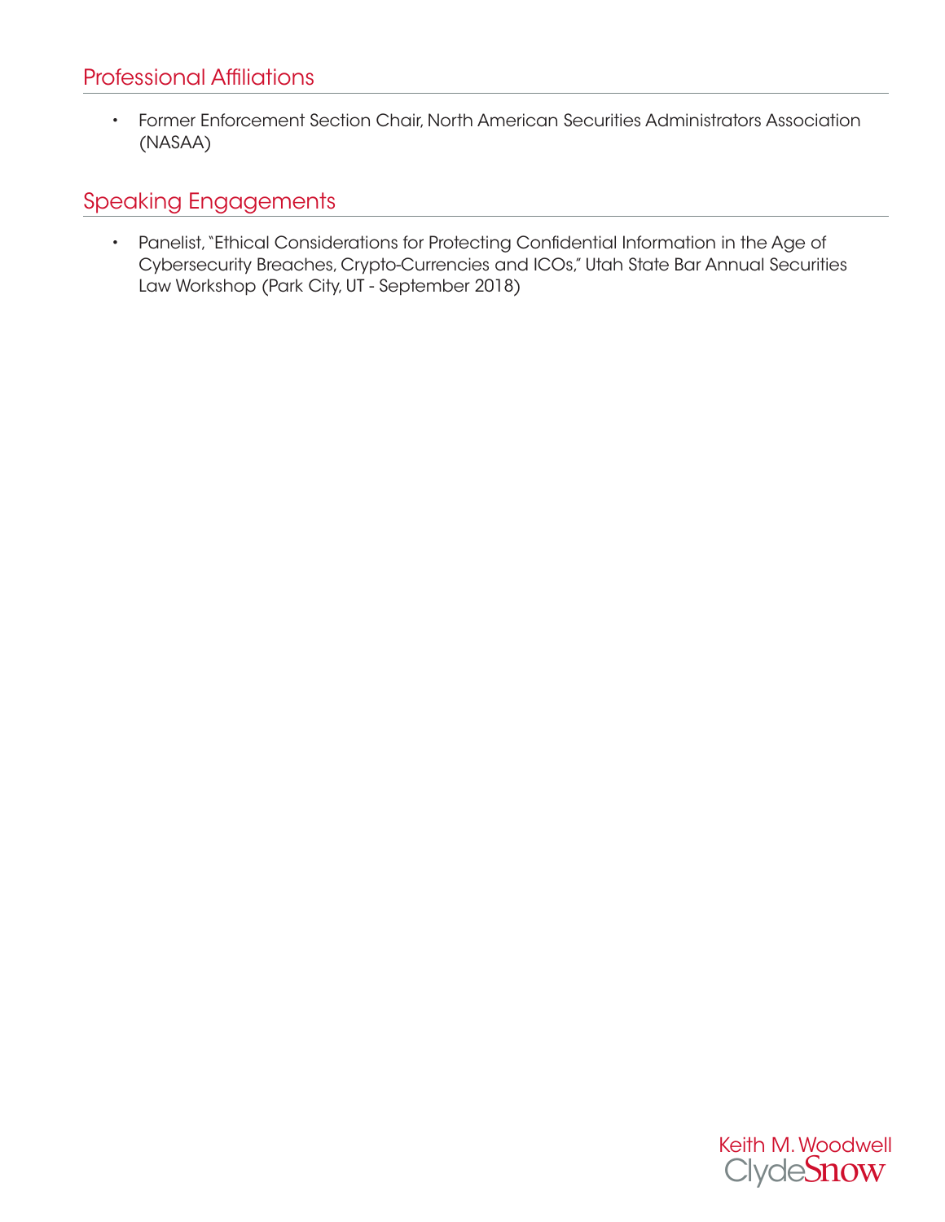## Professional Affiliations

- Former Enforcement Section Chair, North American Securities Administrators Association (NASAA)

## Speaking Engagements

- Panelist, "Ethical Considerations for Protecting Confidential Information in the Age of Cybersecurity Breaches, Crypto-Currencies and ICOs," Utah State Bar Annual Securities Law Workshop (Park City, UT - September 2018)